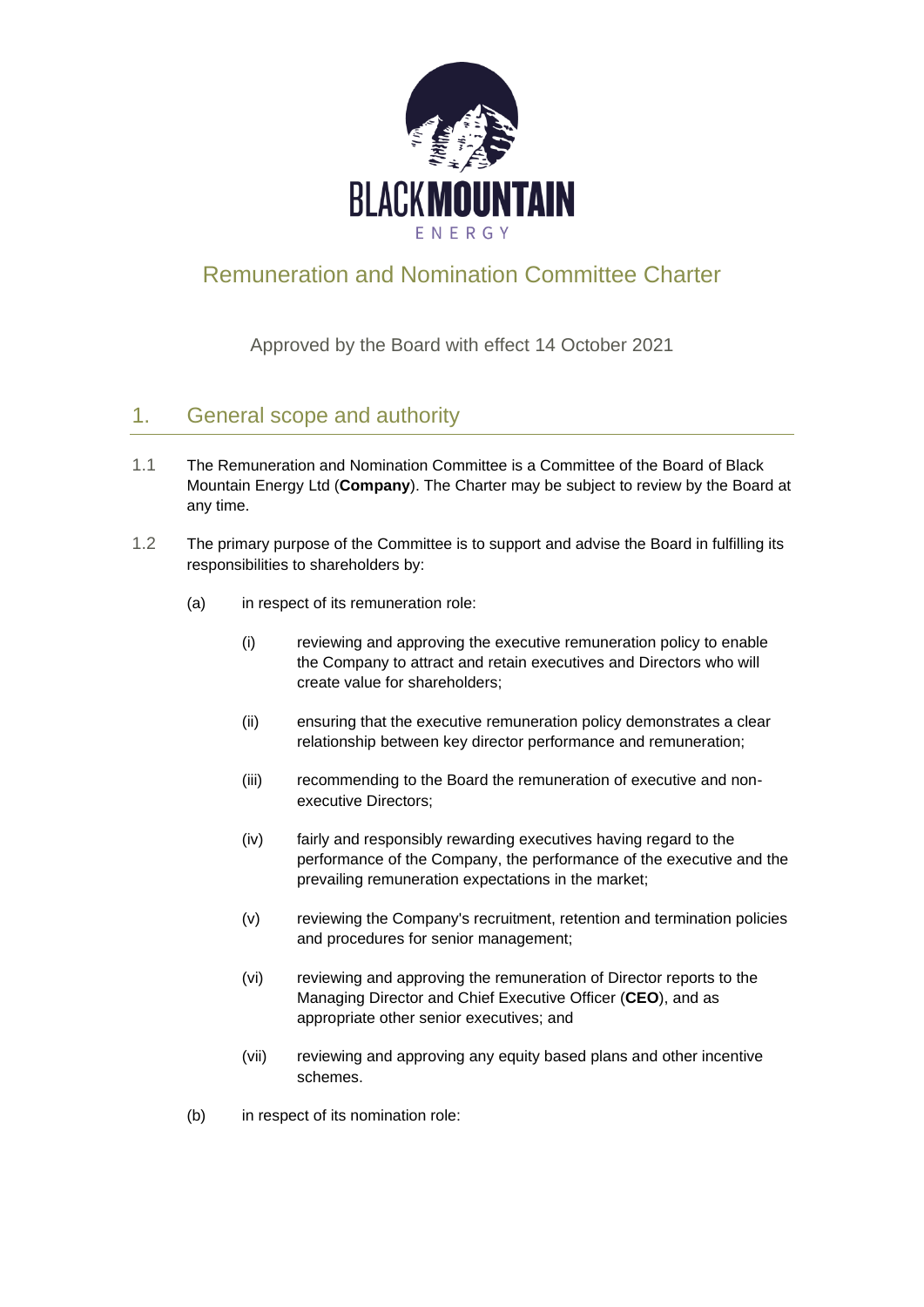# Remuneration and Nomination Committee Charter

Approved by the Board with effect 14 October 2021

## 1. General scope and authority

1.1 The Remuneration and Nomination Committee is a Committee of the Board of Black Mountain Energy Ltd (**Company**). The Charter may be subject to review by the Board at any time.

1.2 The primary purpose of the Committee is to support and advise the Board in fulfilling its responsibilities to shareholders by:

(a) in respect of its remuneration role:

(i) reviewing and approving the executive remuneration policy to enable the Company to attract and retain executives and Directors who will create value for shareholders;

(ii) ensuring that the executive remuneration policy demonstrates a clear relationship between key director performance and remuneration;

(iii) recommending to the Board the remuneration of executive and non-executive Directors;

(iv) fairly and responsibly rewarding executives having regard to the performance of the Company, the performance of the executive and the prevailing remuneration expectations in the market;

(v) reviewing the Company's recruitment, retention and termination policies and procedures for senior management;

(vi) reviewing and approving the remuneration of Director reports to the Managing Director and Chief Executive Officer (**CEO**), and as appropriate other senior executives; and

(vii) reviewing and approving any equity based plans and other incentive schemes.

(b) in respect of its nomination role: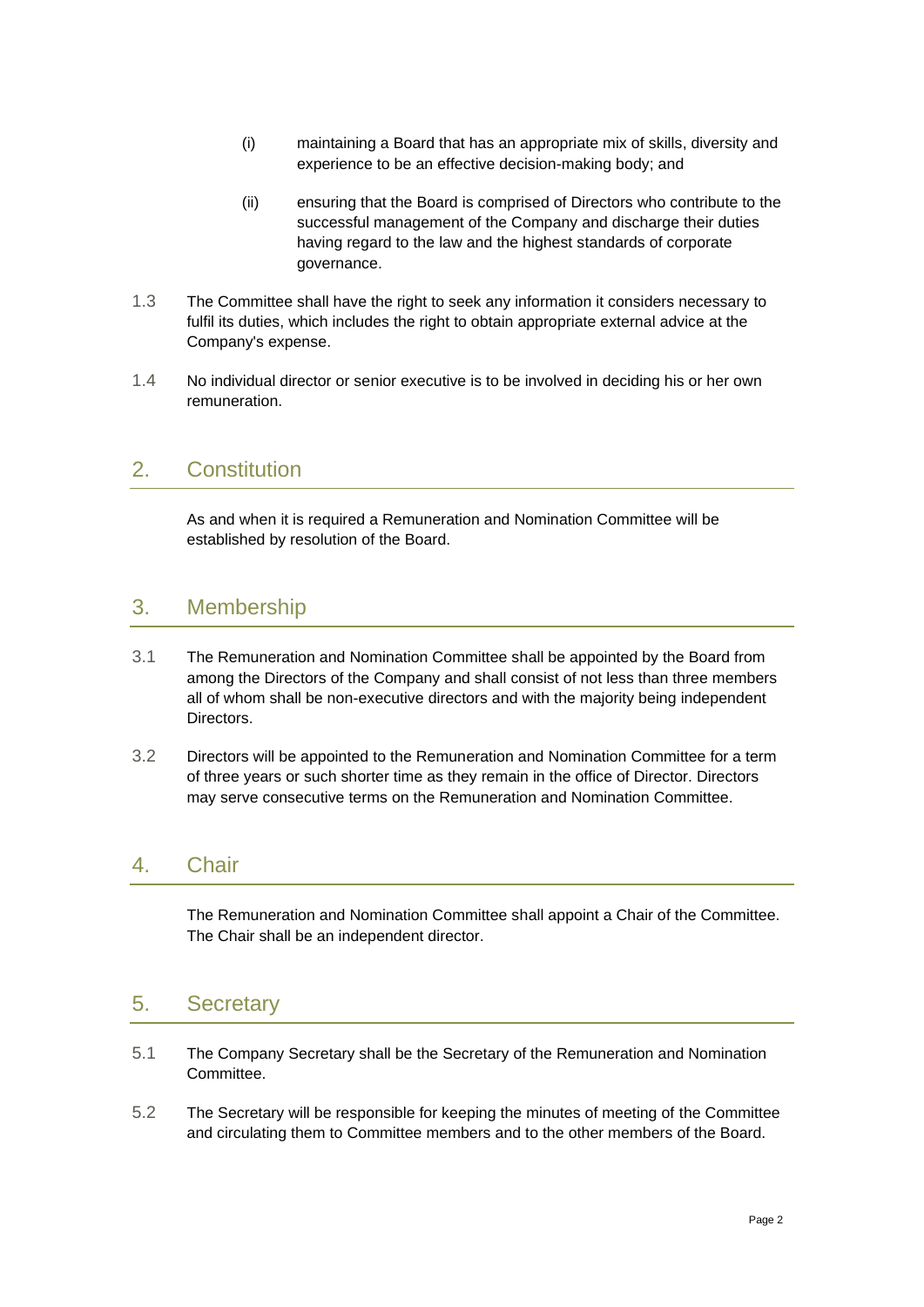(i) maintaining a Board that has an appropriate mix of skills, diversity and experience to be an effective decision-making body; and

(ii) ensuring that the Board is comprised of Directors who contribute to the successful management of the Company and discharge their duties having regard to the law and the highest standards of corporate governance.

1.3 The Committee shall have the right to seek any information it considers necessary to fulfil its duties, which includes the right to obtain appropriate external advice at the Company's expense.

1.4 No individual director or senior executive is to be involved in deciding his or her own remuneration.

## 2. Constitution

As and when it is required a Remuneration and Nomination Committee will be established by resolution of the Board.

## 3. Membership

3.1 The Remuneration and Nomination Committee shall be appointed by the Board from among the Directors of the Company and shall consist of not less than three members all of whom shall be non-executive directors and with the majority being independent Directors.

3.2 Directors will be appointed to the Remuneration and Nomination Committee for a term of three years or such shorter time as they remain in the office of Director. Directors may serve consecutive terms on the Remuneration and Nomination Committee.

## 4. Chair

The Remuneration and Nomination Committee shall appoint a Chair of the Committee. The Chair shall be an independent director.

## 5. Secretary

5.1 The Company Secretary shall be the Secretary of the Remuneration and Nomination Committee.

5.2 The Secretary will be responsible for keeping the minutes of meeting of the Committee and circulating them to Committee members and to the other members of the Board.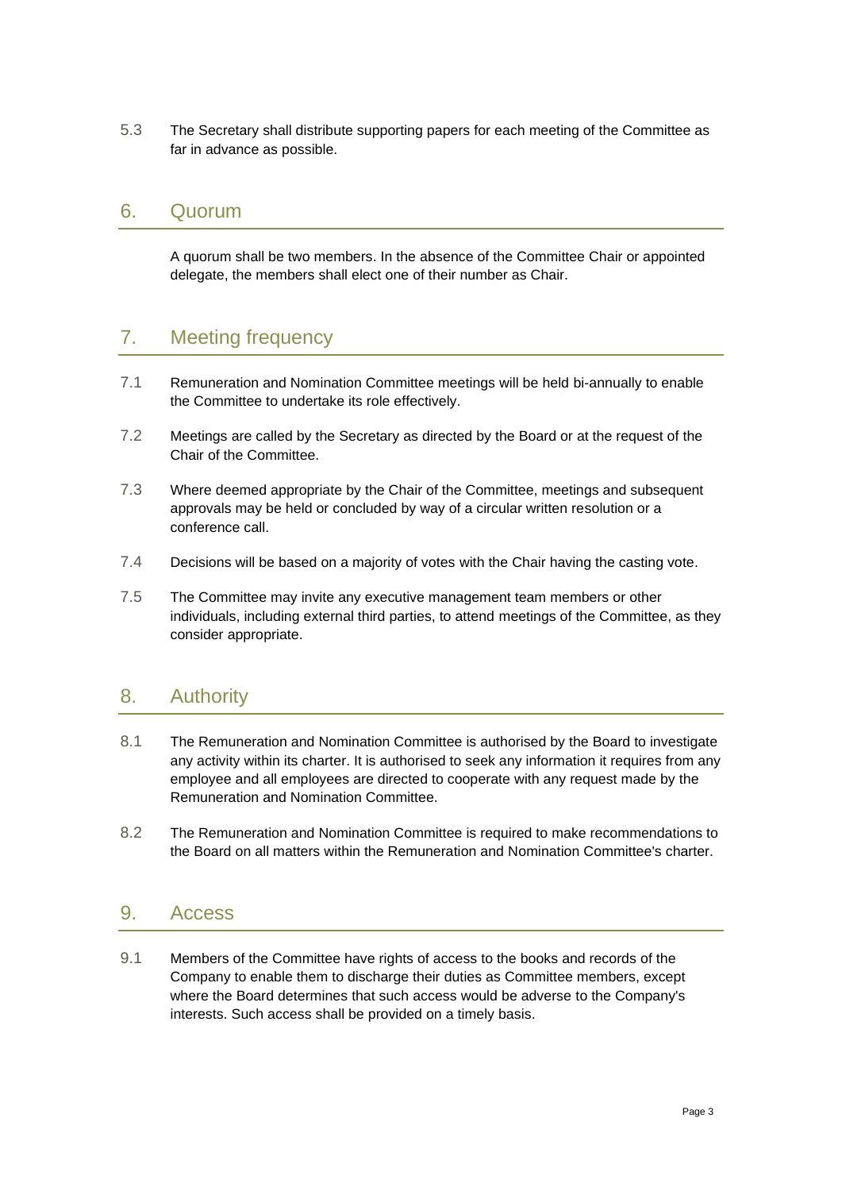5.3 The Secretary shall distribute supporting papers for each meeting of the Committee as far in advance as possible.

## 6. Quorum

A quorum shall be two members. In the absence of the Committee Chair or appointed delegate, the members shall elect one of their number as Chair.

## 7. Meeting frequency

7.1 Remuneration and Nomination Committee meetings will be held bi-annually to enable the Committee to undertake its role effectively.

7.2 Meetings are called by the Secretary as directed by the Board or at the request of the Chair of the Committee.

7.3 Where deemed appropriate by the Chair of the Committee, meetings and subsequent approvals may be held or concluded by way of a circular written resolution or a conference call.

7.4 Decisions will be based on a majority of votes with the Chair having the casting vote.

7.5 The Committee may invite any executive management team members or other individuals, including external third parties, to attend meetings of the Committee, as they consider appropriate.

## 8. Authority

8.1 The Remuneration and Nomination Committee is authorised by the Board to investigate any activity within its charter. It is authorised to seek any information it requires from any employee and all employees are directed to cooperate with any request made by the Remuneration and Nomination Committee.

8.2 The Remuneration and Nomination Committee is required to make recommendations to the Board on all matters within the Remuneration and Nomination Committee's charter.

## 9. Access

9.1 Members of the Committee have rights of access to the books and records of the Company to enable them to discharge their duties as Committee members, except where the Board determines that such access would be adverse to the Company's interests. Such access shall be provided on a timely basis.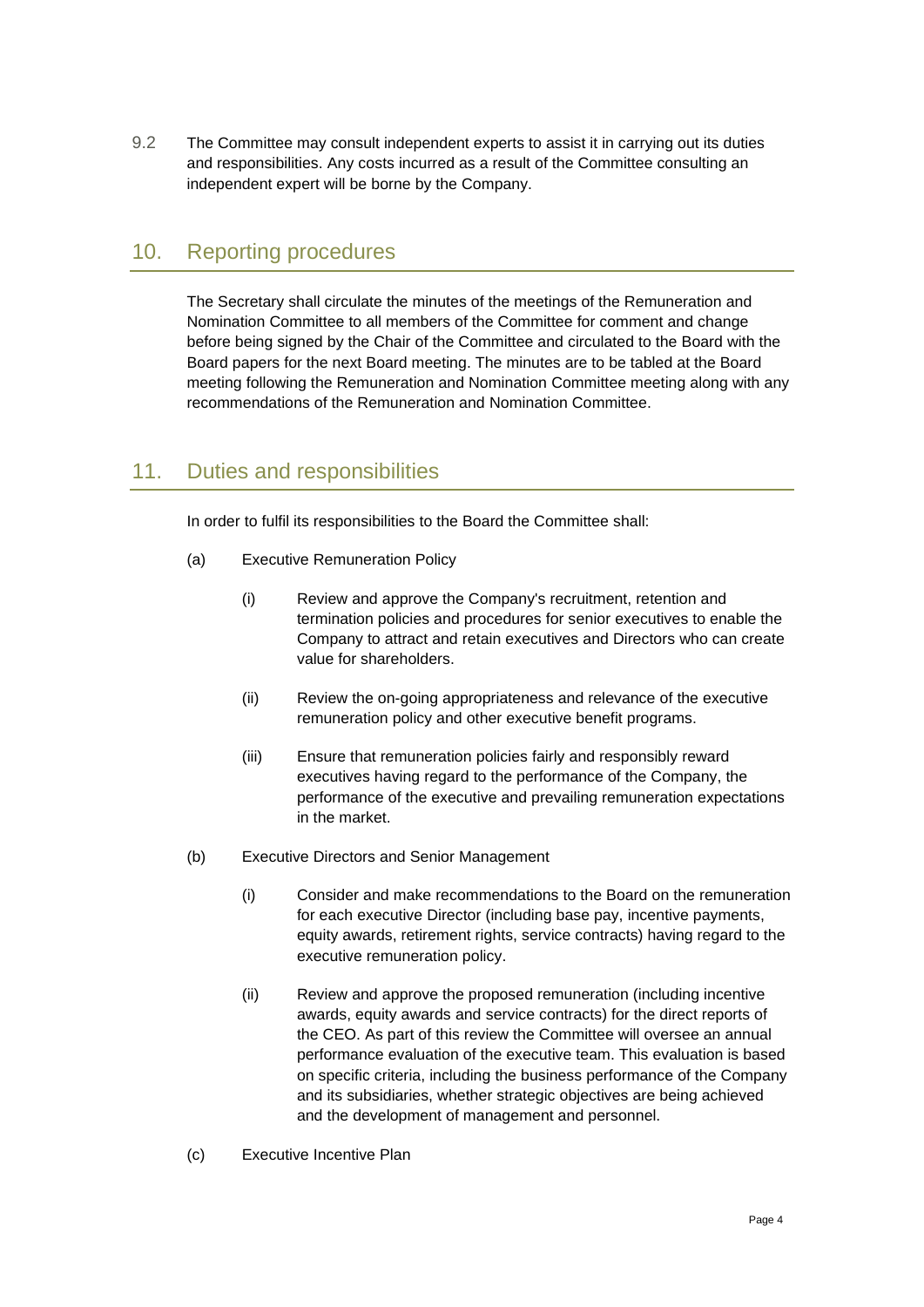9.2 The Committee may consult independent experts to assist it in carrying out its duties and responsibilities. Any costs incurred as a result of the Committee consulting an independent expert will be borne by the Company.

## 10. Reporting procedures

The Secretary shall circulate the minutes of the meetings of the Remuneration and Nomination Committee to all members of the Committee for comment and change before being signed by the Chair of the Committee and circulated to the Board with the Board papers for the next Board meeting. The minutes are to be tabled at the Board meeting following the Remuneration and Nomination Committee meeting along with any recommendations of the Remuneration and Nomination Committee.

## 11. Duties and responsibilities

In order to fulfil its responsibilities to the Board the Committee shall:

(a) Executive Remuneration Policy

  (i) Review and approve the Company's recruitment, retention and termination policies and procedures for senior executives to enable the Company to attract and retain executives and Directors who can create value for shareholders.

  (ii) Review the on-going appropriateness and relevance of the executive remuneration policy and other executive benefit programs.

  (iii) Ensure that remuneration policies fairly and responsibly reward executives having regard to the performance of the Company, the performance of the executive and prevailing remuneration expectations in the market.

(b) Executive Directors and Senior Management

  (i) Consider and make recommendations to the Board on the remuneration for each executive Director (including base pay, incentive payments, equity awards, retirement rights, service contracts) having regard to the executive remuneration policy.

  (ii) Review and approve the proposed remuneration (including incentive awards, equity awards and service contracts) for the direct reports of the CEO. As part of this review the Committee will oversee an annual performance evaluation of the executive team. This evaluation is based on specific criteria, including the business performance of the Company and its subsidiaries, whether strategic objectives are being achieved and the development of management and personnel.

(c) Executive Incentive Plan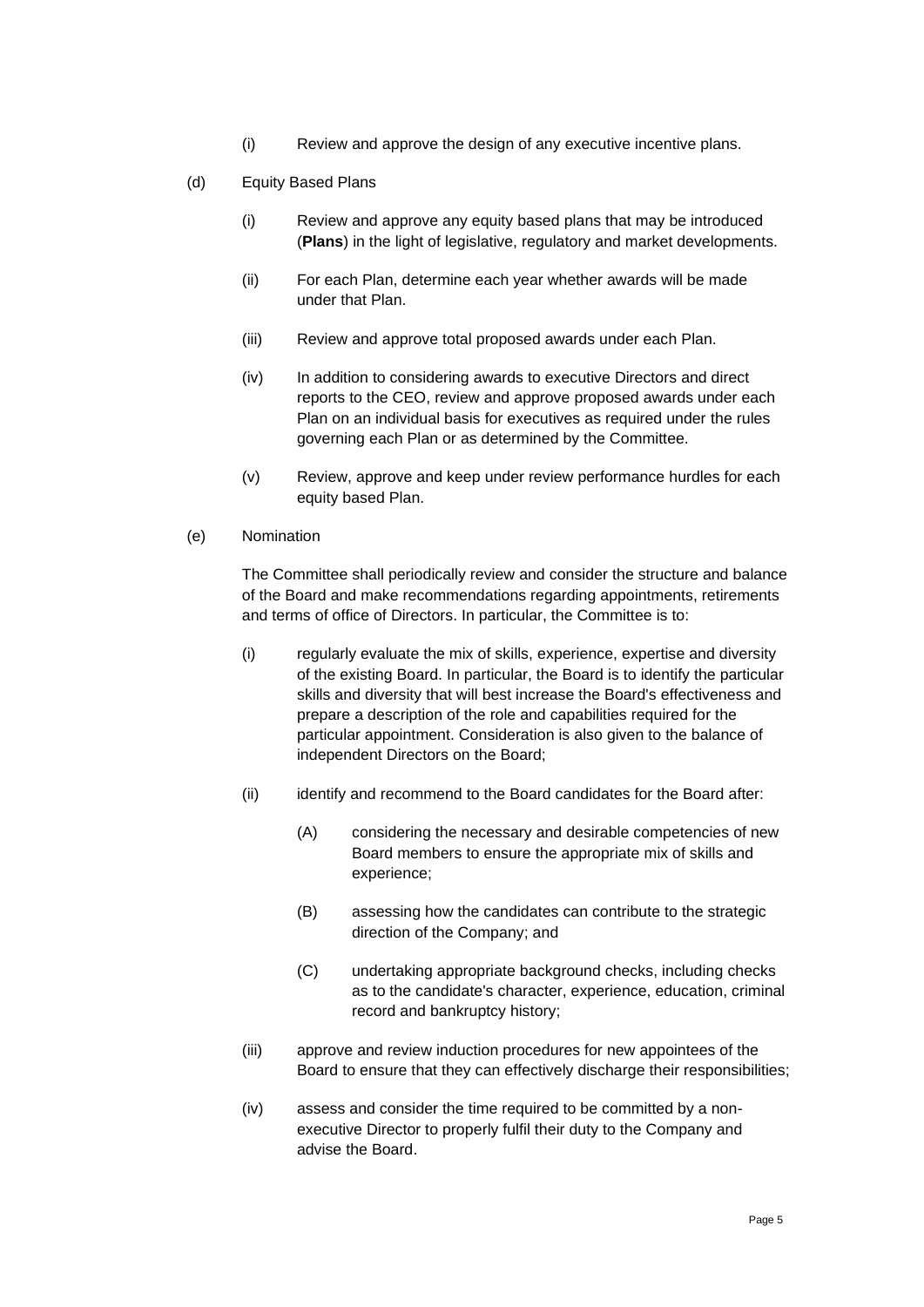(i) Review and approve the design of any executive incentive plans.

(d) Equity Based Plans

(i) Review and approve any equity based plans that may be introduced (**Plans**) in the light of legislative, regulatory and market developments.

(ii) For each Plan, determine each year whether awards will be made under that Plan.

(iii) Review and approve total proposed awards under each Plan.

(iv) In addition to considering awards to executive Directors and direct reports to the CEO, review and approve proposed awards under each Plan on an individual basis for executives as required under the rules governing each Plan or as determined by the Committee.

(v) Review, approve and keep under review performance hurdles for each equity based Plan.

(e) Nomination

The Committee shall periodically review and consider the structure and balance of the Board and make recommendations regarding appointments, retirements and terms of office of Directors. In particular, the Committee is to:

(i) regularly evaluate the mix of skills, experience, expertise and diversity of the existing Board. In particular, the Board is to identify the particular skills and diversity that will best increase the Board's effectiveness and prepare a description of the role and capabilities required for the particular appointment. Consideration is also given to the balance of independent Directors on the Board;

(ii) identify and recommend to the Board candidates for the Board after:

(A) considering the necessary and desirable competencies of new Board members to ensure the appropriate mix of skills and experience;

(B) assessing how the candidates can contribute to the strategic direction of the Company; and

(C) undertaking appropriate background checks, including checks as to the candidate's character, experience, education, criminal record and bankruptcy history;

(iii) approve and review induction procedures for new appointees of the Board to ensure that they can effectively discharge their responsibilities;

(iv) assess and consider the time required to be committed by a non-executive Director to properly fulfil their duty to the Company and advise the Board.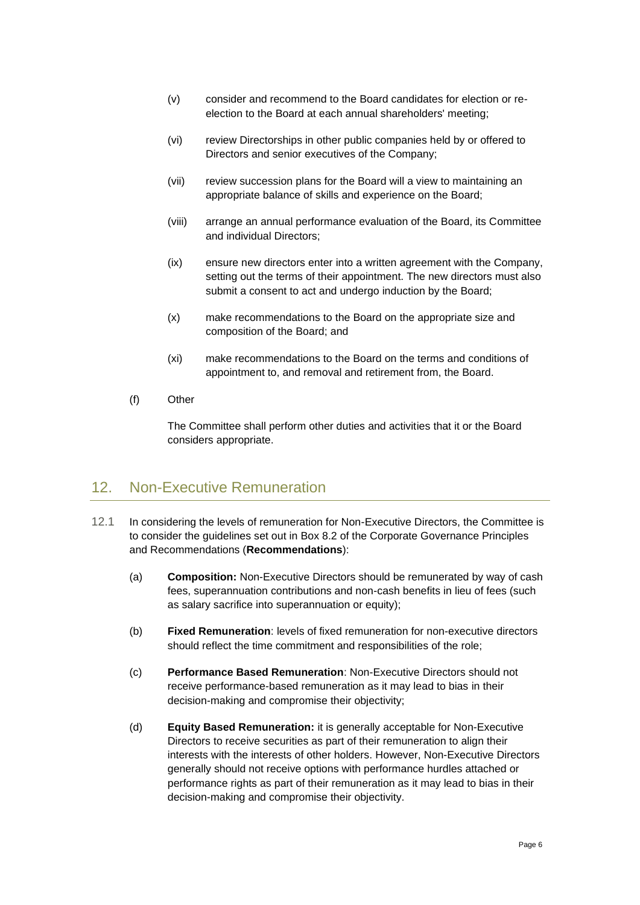(v) consider and recommend to the Board candidates for election or re-election to the Board at each annual shareholders' meeting;

(vi) review Directorships in other public companies held by or offered to Directors and senior executives of the Company;

(vii) review succession plans for the Board will a view to maintaining an appropriate balance of skills and experience on the Board;

(viii) arrange an annual performance evaluation of the Board, its Committee and individual Directors;

(ix) ensure new directors enter into a written agreement with the Company, setting out the terms of their appointment. The new directors must also submit a consent to act and undergo induction by the Board;

(x) make recommendations to the Board on the appropriate size and composition of the Board; and

(xi) make recommendations to the Board on the terms and conditions of appointment to, and removal and retirement from, the Board.

(f) Other

The Committee shall perform other duties and activities that it or the Board considers appropriate.

## 12. Non-Executive Remuneration

12.1 In considering the levels of remuneration for Non-Executive Directors, the Committee is to consider the guidelines set out in Box 8.2 of the Corporate Governance Principles and Recommendations (**Recommendations**):

(a) **Composition:** Non-Executive Directors should be remunerated by way of cash fees, superannuation contributions and non-cash benefits in lieu of fees (such as salary sacrifice into superannuation or equity);

(b) **Fixed Remuneration**: levels of fixed remuneration for non-executive directors should reflect the time commitment and responsibilities of the role;

(c) **Performance Based Remuneration**: Non-Executive Directors should not receive performance-based remuneration as it may lead to bias in their decision-making and compromise their objectivity;

(d) **Equity Based Remuneration:** it is generally acceptable for Non-Executive Directors to receive securities as part of their remuneration to align their interests with the interests of other holders. However, Non-Executive Directors generally should not receive options with performance hurdles attached or performance rights as part of their remuneration as it may lead to bias in their decision-making and compromise their objectivity.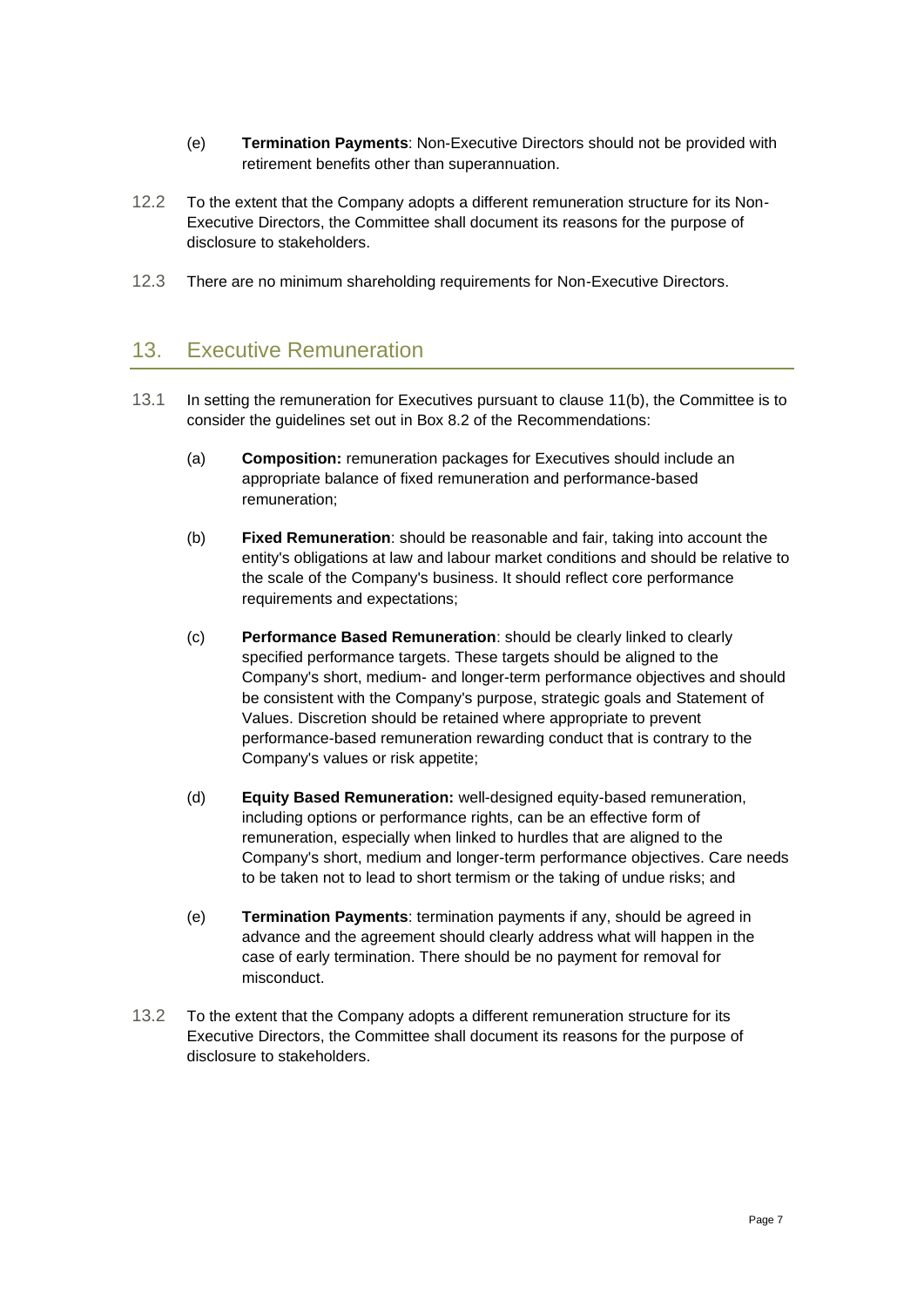(e) **Termination Payments**: Non-Executive Directors should not be provided with retirement benefits other than superannuation.

12.2 To the extent that the Company adopts a different remuneration structure for its Non-Executive Directors, the Committee shall document its reasons for the purpose of disclosure to stakeholders.

12.3 There are no minimum shareholding requirements for Non-Executive Directors.

## 13. Executive Remuneration

13.1 In setting the remuneration for Executives pursuant to clause 11(b), the Committee is to consider the guidelines set out in Box 8.2 of the Recommendations:

(a) **Composition:** remuneration packages for Executives should include an appropriate balance of fixed remuneration and performance-based remuneration;

(b) **Fixed Remuneration**: should be reasonable and fair, taking into account the entity's obligations at law and labour market conditions and should be relative to the scale of the Company's business. It should reflect core performance requirements and expectations;

(c) **Performance Based Remuneration**: should be clearly linked to clearly specified performance targets. These targets should be aligned to the Company's short, medium- and longer-term performance objectives and should be consistent with the Company's purpose, strategic goals and Statement of Values. Discretion should be retained where appropriate to prevent performance-based remuneration rewarding conduct that is contrary to the Company's values or risk appetite;

(d) **Equity Based Remuneration:** well-designed equity-based remuneration, including options or performance rights, can be an effective form of remuneration, especially when linked to hurdles that are aligned to the Company's short, medium and longer-term performance objectives. Care needs to be taken not to lead to short termism or the taking of undue risks; and

(e) **Termination Payments**: termination payments if any, should be agreed in advance and the agreement should clearly address what will happen in the case of early termination. There should be no payment for removal for misconduct.

13.2 To the extent that the Company adopts a different remuneration structure for its Executive Directors, the Committee shall document its reasons for the purpose of disclosure to stakeholders.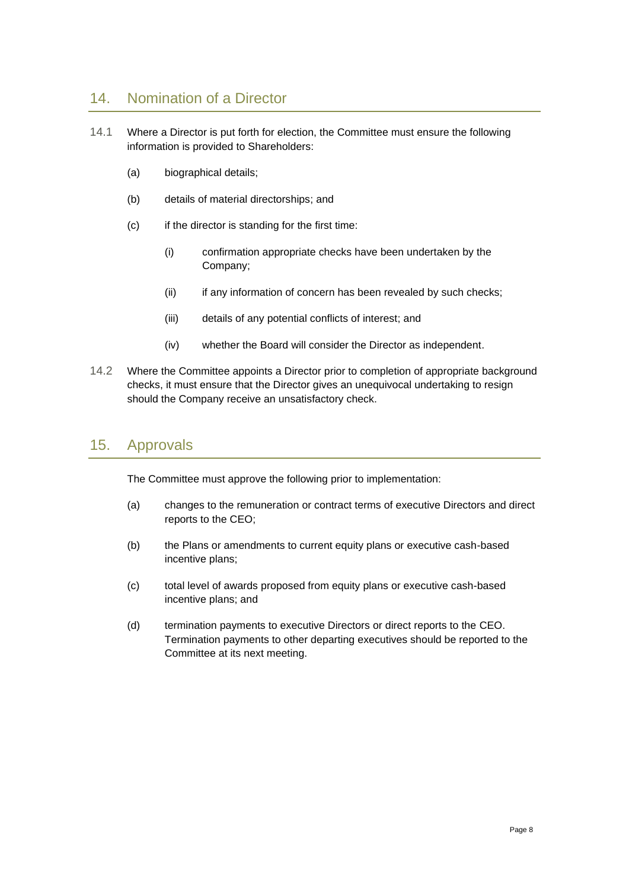## 14. Nomination of a Director

14.1 Where a Director is put forth for election, the Committee must ensure the following information is provided to Shareholders:

- (a) biographical details;
- (b) details of material directorships; and
- (c) if the director is standing for the first time:
  - (i) confirmation appropriate checks have been undertaken by the Company;
  - (ii) if any information of concern has been revealed by such checks;
  - (iii) details of any potential conflicts of interest; and
  - (iv) whether the Board will consider the Director as independent.

14.2 Where the Committee appoints a Director prior to completion of appropriate background checks, it must ensure that the Director gives an unequivocal undertaking to resign should the Company receive an unsatisfactory check.

## 15. Approvals

The Committee must approve the following prior to implementation:

- (a) changes to the remuneration or contract terms of executive Directors and direct reports to the CEO;
- (b) the Plans or amendments to current equity plans or executive cash-based incentive plans;
- (c) total level of awards proposed from equity plans or executive cash-based incentive plans; and
- (d) termination payments to executive Directors or direct reports to the CEO. Termination payments to other departing executives should be reported to the Committee at its next meeting.